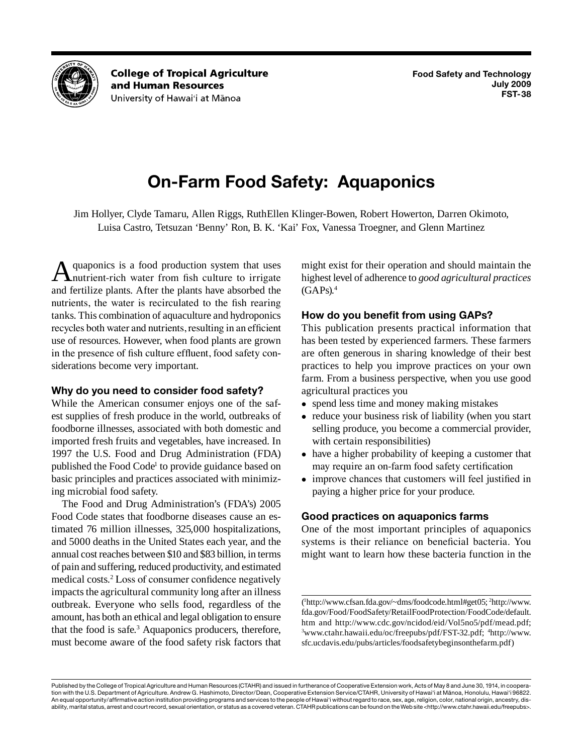College of Tropical Agriculture and Human Resources
University of Hawai'i at Mānoa

Food Safety and Technology
July 2009
FST-38

# On-Farm Food Safety: Aquaponics

Jim Hollyer, Clyde Tamaru, Allen Riggs, RuthEllen Klinger-Bowen, Robert Howerton, Darren Okimoto, Luisa Castro, Tetsuzan 'Benny' Ron, B. K. 'Kai' Fox, Vanessa Troegner, and Glenn Martinez

Aquaponics is a food production system that uses nutrient-rich water from fish culture to irrigate and fertilize plants. After the plants have absorbed the nutrients, the water is recirculated to the fish rearing tanks. This combination of aquaculture and hydroponics recycles both water and nutrients, resulting in an efficient use of resources. However, when food plants are grown in the presence of fish culture effluent, food safety considerations become very important.

## Why do you need to consider food safety?

While the American consumer enjoys one of the safest supplies of fresh produce in the world, outbreaks of foodborne illnesses, associated with both domestic and imported fresh fruits and vegetables, have increased. In 1997 the U.S. Food and Drug Administration (FDA) published the Food Code[1] to provide guidance based on basic principles and practices associated with minimizing microbial food safety.

The Food and Drug Administration's (FDA's) 2005 Food Code states that foodborne diseases cause an estimated 76 million illnesses, 325,000 hospitalizations, and 5000 deaths in the United States each year, and the annual cost reaches between $10 and $83 billion, in terms of pain and suffering, reduced productivity, and estimated medical costs.[2] Loss of consumer confidence negatively impacts the agricultural community long after an illness outbreak. Everyone who sells food, regardless of the amount, has both an ethical and legal obligation to ensure that the food is safe.[3] Aquaponics producers, therefore, must become aware of the food safety risk factors that might exist for their operation and should maintain the highest level of adherence to *good agricultural practices* (GAPs).[4]

## How do you benefit from using GAPs?

This publication presents practical information that has been tested by experienced farmers. These farmers are often generous in sharing knowledge of their best practices to help you improve practices on your own farm. From a business perspective, when you use good agricultural practices you

- spend less time and money making mistakes
- reduce your business risk of liability (when you start selling produce, you become a commercial provider, with certain responsibilities)
- have a higher probability of keeping a customer that may require an on-farm food safety certification
- improve chances that customers will feel justified in paying a higher price for your produce.

## Good practices on aquaponics farms

One of the most important principles of aquaponics systems is their reliance on beneficial bacteria. You might want to learn how these bacteria function in the

([1]http://www.cfsan.fda.gov/~dms/foodcode.html#get05; [2]http://www.fda.gov/Food/FoodSafety/RetailFoodProtection/FoodCode/default.htm and http://www.cdc.gov/ncidod/eid/Vol5no5/pdf/mead.pdf; [3]www.ctahr.hawaii.edu/oc/freepubs/pdf/FST-32.pdf; [4]http://www.sfc.ucdavis.edu/pubs/articles/foodsafetybeginsonthefarm.pdf)

Published by the College of Tropical Agriculture and Human Resources (CTAHR) and issued in furtherance of Cooperative Extension work, Acts of May 8 and June 30, 1914, in cooperation with the U.S. Department of Agriculture. Andrew G. Hashimoto, Director/Dean, Cooperative Extension Service/CTAHR, University of Hawai'i at Mānoa, Honolulu, Hawai'i 96822. An equal opportunity/affirmative action institution providing programs and services to the people of Hawai'i without regard to race, sex, age, religion, color, national origin, ancestry, disability, marital status, arrest and court record, sexual orientation, or status as a covered veteran. CTAHR publications can be found on the Web site <http://www.ctahr.hawaii.edu/freepubs>.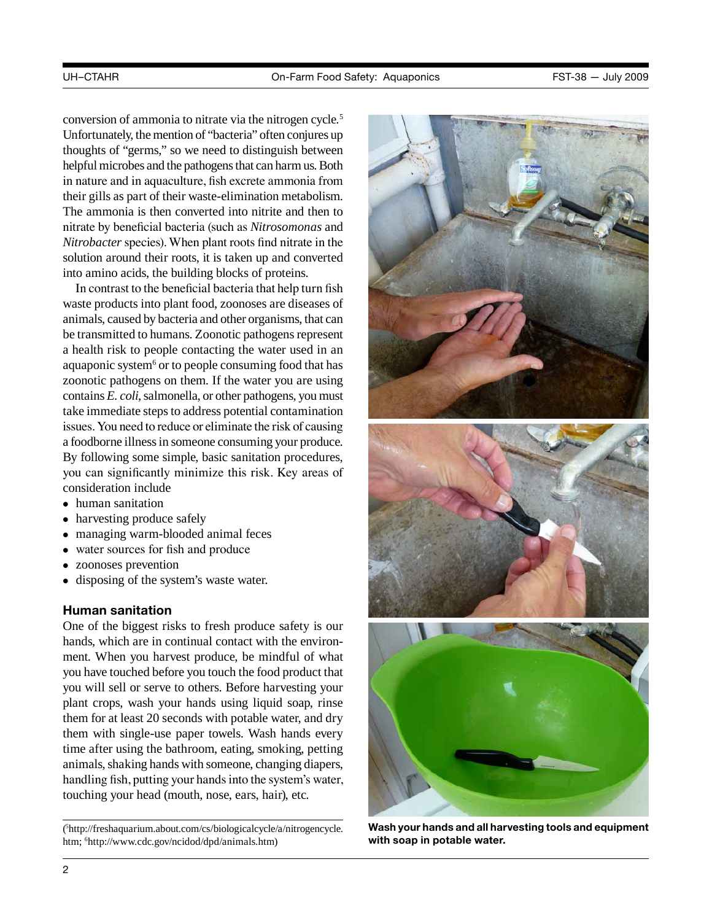conversion of ammonia to nitrate via the nitrogen cycle.[5] Unfortunately, the mention of "bacteria" often conjures up thoughts of "germs," so we need to distinguish between helpful microbes and the pathogens that can harm us. Both in nature and in aquaculture, fish excrete ammonia from their gills as part of their waste-elimination metabolism. The ammonia is then converted into nitrite and then to nitrate by beneficial bacteria (such as *Nitrosomonas* and *Nitrobacter* species). When plant roots find nitrate in the solution around their roots, it is taken up and converted into amino acids, the building blocks of proteins.

In contrast to the beneficial bacteria that help turn fish waste products into plant food, zoonoses are diseases of animals, caused by bacteria and other organisms, that can be transmitted to humans. Zoonotic pathogens represent a health risk to people contacting the water used in an aquaponic system[6] or to people consuming food that has zoonotic pathogens on them. If the water you are using contains *E. coli*, salmonella, or other pathogens, you must take immediate steps to address potential contamination issues. You need to reduce or eliminate the risk of causing a foodborne illness in someone consuming your produce. By following some simple, basic sanitation procedures, you can significantly minimize this risk. Key areas of consideration include

- human sanitation
- harvesting produce safely
- managing warm-blooded animal feces
- water sources for fish and produce
- zoonoses prevention
- disposing of the system's waste water.

## Human sanitation

One of the biggest risks to fresh produce safety is our hands, which are in continual contact with the environment. When you harvest produce, be mindful of what you have touched before you touch the food product that you will sell or serve to others. Before harvesting your plant crops, wash your hands using liquid soap, rinse them for at least 20 seconds with potable water, and dry them with single-use paper towels. Wash hands every time after using the bathroom, eating, smoking, petting animals, shaking hands with someone, changing diapers, handling fish, putting your hands into the system's water, touching your head (mouth, nose, ears, hair), etc.

**Wash your hands and all harvesting tools and equipment with soap in potable water.**

([5]http://freshaquarium.about.com/cs/biologicalcycle/a/nitrogencycle.htm; [6]http://www.cdc.gov/ncidod/dpd/animals.htm)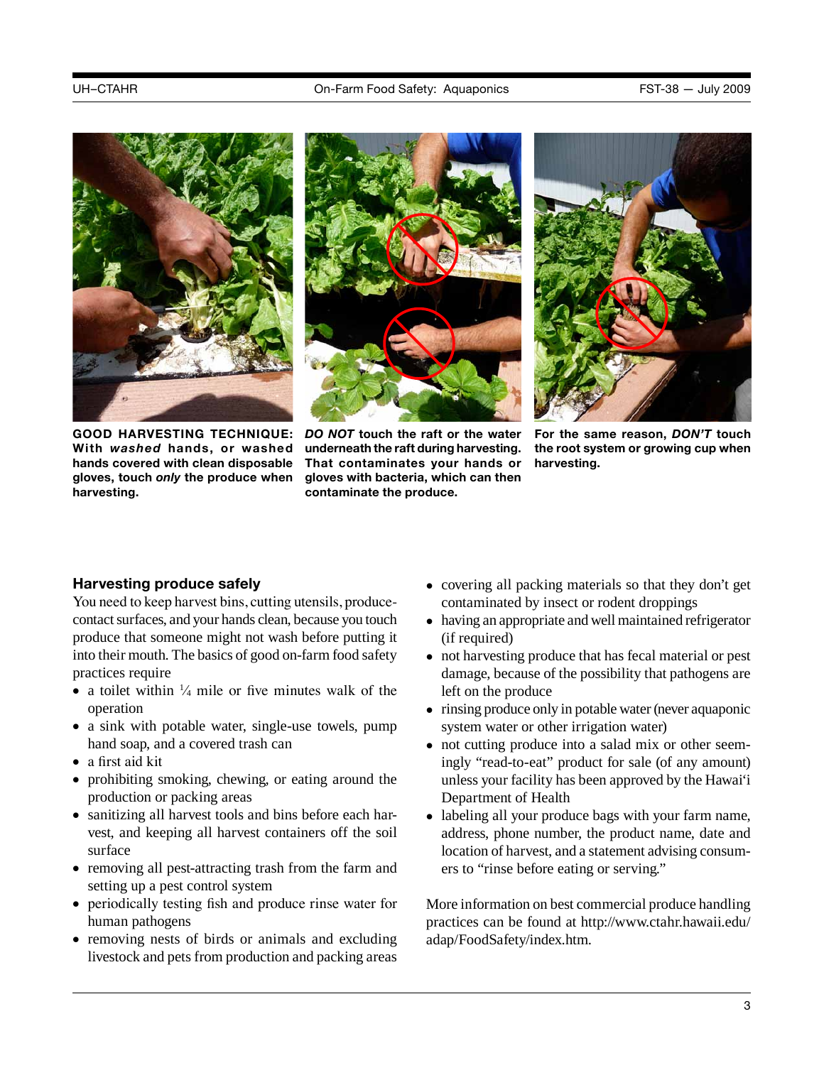**GOOD HARVESTING TECHNIQUE: With *washed* hands, or washed hands covered with clean disposable gloves, touch *only* the produce when harvesting.**

***DO NOT* touch the raft or the water underneath the raft during harvesting. That contaminates your hands or gloves with bacteria, which can then contaminate the produce.**

**For the same reason, *DON'T* touch the root system or growing cup when harvesting.**

### Harvesting produce safely

You need to keep harvest bins, cutting utensils, produce-contact surfaces, and your hands clean, because you touch produce that someone might not wash before putting it into their mouth. The basics of good on-farm food safety practices require

- a toilet within ¼ mile or five minutes walk of the operation
- a sink with potable water, single-use towels, pump hand soap, and a covered trash can
- a first aid kit
- prohibiting smoking, chewing, or eating around the production or packing areas
- sanitizing all harvest tools and bins before each harvest, and keeping all harvest containers off the soil surface
- removing all pest-attracting trash from the farm and setting up a pest control system
- periodically testing fish and produce rinse water for human pathogens
- removing nests of birds or animals and excluding livestock and pets from production and packing areas
- covering all packing materials so that they don't get contaminated by insect or rodent droppings
- having an appropriate and well maintained refrigerator (if required)
- not harvesting produce that has fecal material or pest damage, because of the possibility that pathogens are left on the produce
- rinsing produce only in potable water (never aquaponic system water or other irrigation water)
- not cutting produce into a salad mix or other seemingly "read-to-eat" product for sale (of any amount) unless your facility has been approved by the Hawai'i Department of Health
- labeling all your produce bags with your farm name, address, phone number, the product name, date and location of harvest, and a statement advising consumers to "rinse before eating or serving."

More information on best commercial produce handling practices can be found at http://www.ctahr.hawaii.edu/adap/FoodSafety/index.htm.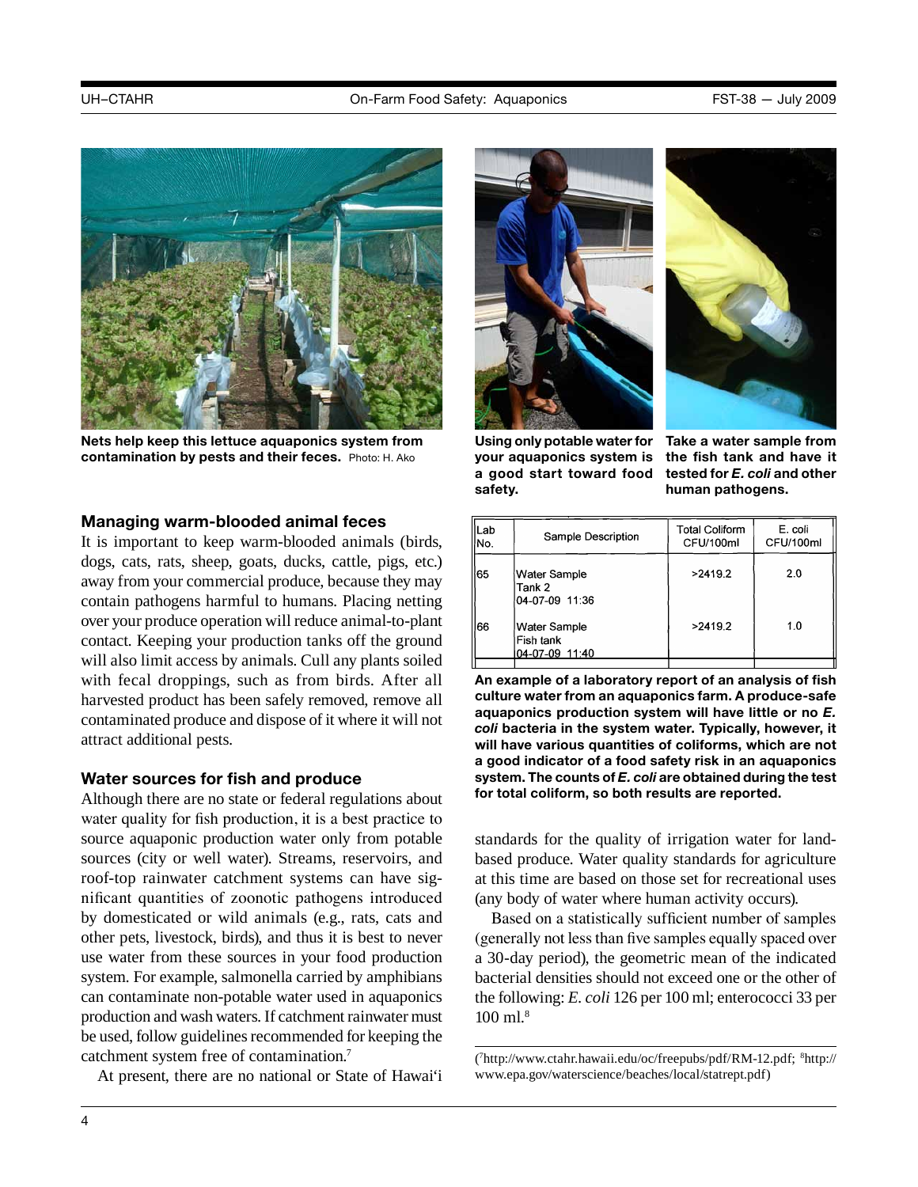Nets help keep this lettuce aquaponics system from contamination by pests and their feces. Photo: H. Ako

Using only potable water for your aquaponics system is a good start toward food safety.

Take a water sample from the fish tank and have it tested for *E. coli* and other human pathogens.

## Managing warm-blooded animal feces

It is important to keep warm-blooded animals (birds, dogs, cats, rats, sheep, goats, ducks, cattle, pigs, etc.) away from your commercial produce, because they may contain pathogens harmful to humans. Placing netting over your produce operation will reduce animal-to-plant contact. Keeping your production tanks off the ground will also limit access by animals. Cull any plants soiled with fecal droppings, such as from birds. After all harvested product has been safely removed, remove all contaminated produce and dispose of it where it will not attract additional pests.

## Water sources for fish and produce

Although there are no state or federal regulations about water quality for fish production, it is a best practice to source aquaponic production water only from potable sources (city or well water). Streams, reservoirs, and roof-top rainwater catchment systems can have significant quantities of zoonotic pathogens introduced by domesticated or wild animals (e.g., rats, cats and other pets, livestock, birds), and thus it is best to never use water from these sources in your food production system. For example, salmonella carried by amphibians can contaminate non-potable water used in aquaponics production and wash waters. If catchment rainwater must be used, follow guidelines recommended for keeping the catchment system free of contamination.[7]

At present, there are no national or State of Hawai'i standards for the quality of irrigation water for land-based produce. Water quality standards for agriculture at this time are based on those set for recreational uses (any body of water where human activity occurs).

Based on a statistically sufficient number of samples (generally not less than five samples equally spaced over a 30-day period), the geometric mean of the indicated bacterial densities should not exceed one or the other of the following: *E. coli* 126 per 100 ml; enterococci 33 per 100 ml.[8]

| Lab No. | Sample Description | Total Coliform CFU/100ml | E. coli CFU/100ml |
|---|---|---|---|
| 65 | Water Sample Tank 2 04-07-09 11:36 | >2419.2 | 2.0 |
| 66 | Water Sample Fish tank 04-07-09 11:40 | >2419.2 | 1.0 |

**An example of a laboratory report of an analysis of fish culture water from an aquaponics farm. A produce-safe aquaponics production system will have little or no *E. coli* bacteria in the system water. Typically, however, it will have various quantities of coliforms, which are not a good indicator of a food safety risk in an aquaponics system. The counts of *E. coli* are obtained during the test for total coliform, so both results are reported.**

([7]http://www.ctahr.hawaii.edu/oc/freepubs/pdf/RM-12.pdf; [8]http://www.epa.gov/waterscience/beaches/local/statrept.pdf)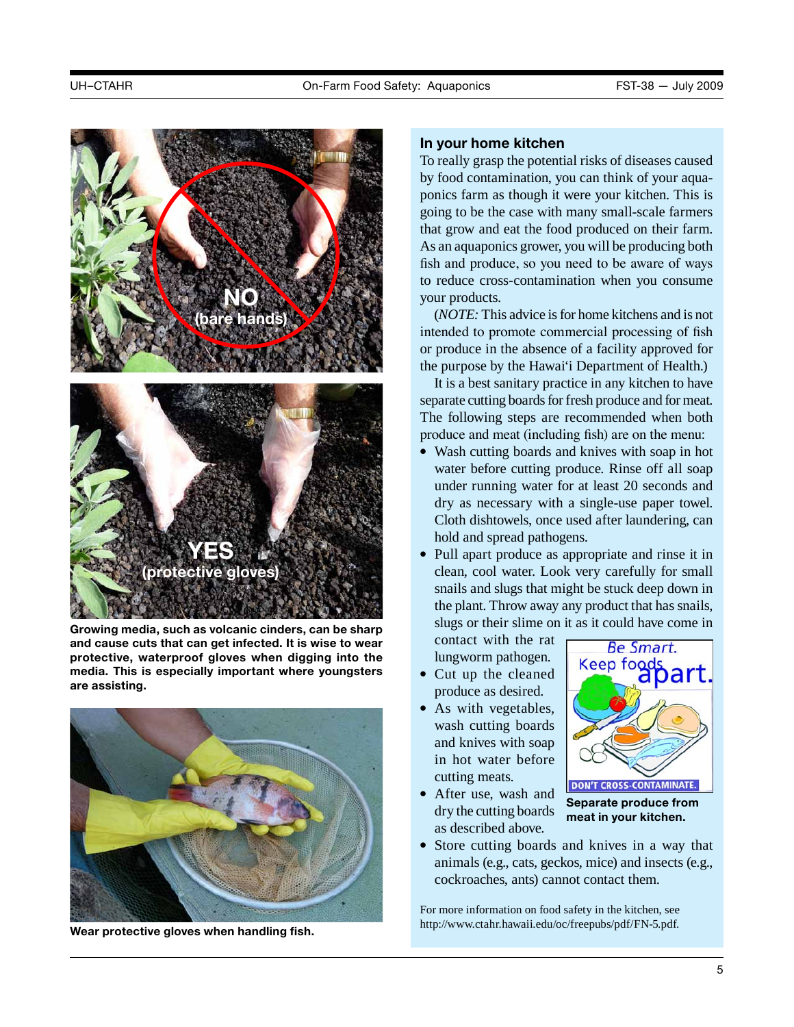Growing media, such as volcanic cinders, can be sharp and cause cuts that can get infected. It is wise to wear protective, waterproof gloves when digging into the media. This is especially important where youngsters are assisting.

Wear protective gloves when handling fish.

## In your home kitchen

To really grasp the potential risks of diseases caused by food contamination, you can think of your aquaponics farm as though it were your kitchen. This is going to be the case with many small-scale farmers that grow and eat the food produced on their farm. As an aquaponics grower, you will be producing both fish and produce, so you need to be aware of ways to reduce cross-contamination when you consume your products.

(*NOTE:* This advice is for home kitchens and is not intended to promote commercial processing of fish or produce in the absence of a facility approved for the purpose by the Hawai'i Department of Health.)

It is a best sanitary practice in any kitchen to have separate cutting boards for fresh produce and for meat. The following steps are recommended when both produce and meat (including fish) are on the menu:

- Wash cutting boards and knives with soap in hot water before cutting produce. Rinse off all soap under running water for at least 20 seconds and dry as necessary with a single-use paper towel. Cloth dishtowels, once used after laundering, can hold and spread pathogens.
- Pull apart produce as appropriate and rinse it in clean, cool water. Look very carefully for small snails and slugs that might be stuck deep down in the plant. Throw away any product that has snails, slugs or their slime on it as it could have come in contact with the rat lungworm pathogen.
- Cut up the cleaned produce as desired.
- As with vegetables, wash cutting boards and knives with soap in hot water before cutting meats.
- After use, wash and dry the cutting boards as described above.
- Store cutting boards and knives in a way that animals (e.g., cats, geckos, mice) and insects (e.g., cockroaches, ants) cannot contact them.

Separate produce from meat in your kitchen.

For more information on food safety in the kitchen, see http://www.ctahr.hawaii.edu/oc/freepubs/pdf/FN-5.pdf.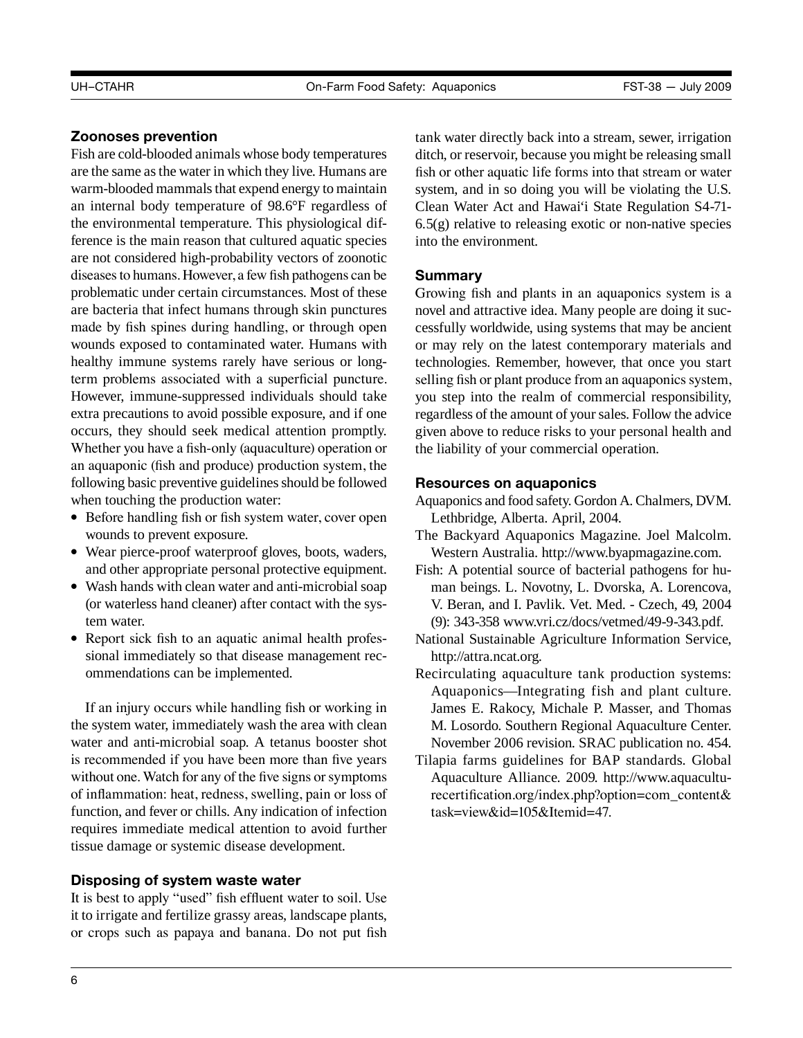### Zoonoses prevention

Fish are cold-blooded animals whose body temperatures are the same as the water in which they live. Humans are warm-blooded mammals that expend energy to maintain an internal body temperature of 98.6°F regardless of the environmental temperature. This physiological difference is the main reason that cultured aquatic species are not considered high-probability vectors of zoonotic diseases to humans. However, a few fish pathogens can be problematic under certain circumstances. Most of these are bacteria that infect humans through skin punctures made by fish spines during handling, or through open wounds exposed to contaminated water. Humans with healthy immune systems rarely have serious or long-term problems associated with a superficial puncture. However, immune-suppressed individuals should take extra precautions to avoid possible exposure, and if one occurs, they should seek medical attention promptly. Whether you have a fish-only (aquaculture) operation or an aquaponic (fish and produce) production system, the following basic preventive guidelines should be followed when touching the production water:

- Before handling fish or fish system water, cover open wounds to prevent exposure.
- Wear pierce-proof waterproof gloves, boots, waders, and other appropriate personal protective equipment.
- Wash hands with clean water and anti-microbial soap (or waterless hand cleaner) after contact with the system water.
- Report sick fish to an aquatic animal health professional immediately so that disease management recommendations can be implemented.

If an injury occurs while handling fish or working in the system water, immediately wash the area with clean water and anti-microbial soap. A tetanus booster shot is recommended if you have been more than five years without one. Watch for any of the five signs or symptoms of inflammation: heat, redness, swelling, pain or loss of function, and fever or chills. Any indication of infection requires immediate medical attention to avoid further tissue damage or systemic disease development.

### Disposing of system waste water

It is best to apply "used" fish effluent water to soil. Use it to irrigate and fertilize grassy areas, landscape plants, or crops such as papaya and banana. Do not put fish tank water directly back into a stream, sewer, irrigation ditch, or reservoir, because you might be releasing small fish or other aquatic life forms into that stream or water system, and in so doing you will be violating the U.S. Clean Water Act and Hawai'i State Regulation S4-71-6.5(g) relative to releasing exotic or non-native species into the environment.

### Summary

Growing fish and plants in an aquaponics system is a novel and attractive idea. Many people are doing it successfully worldwide, using systems that may be ancient or may rely on the latest contemporary materials and technologies. Remember, however, that once you start selling fish or plant produce from an aquaponics system, you step into the realm of commercial responsibility, regardless of the amount of your sales. Follow the advice given above to reduce risks to your personal health and the liability of your commercial operation.

### Resources on aquaponics

Aquaponics and food safety. Gordon A. Chalmers, DVM. Lethbridge, Alberta. April, 2004.

The Backyard Aquaponics Magazine. Joel Malcolm. Western Australia. http://www.byapmagazine.com.

Fish: A potential source of bacterial pathogens for human beings. L. Novotny, L. Dvorska, A. Lorencova, V. Beran, and I. Pavlik. Vet. Med. - Czech, 49, 2004 (9): 343-358 www.vri.cz/docs/vetmed/49-9-343.pdf.

National Sustainable Agriculture Information Service, http://attra.ncat.org.

Recirculating aquaculture tank production systems: Aquaponics—Integrating fish and plant culture. James E. Rakocy, Michale P. Masser, and Thomas M. Losordo. Southern Regional Aquaculture Center. November 2006 revision. SRAC publication no. 454.

Tilapia farms guidelines for BAP standards. Global Aquaculture Alliance. 2009. http://www.aquaculturecertification.org/index.php?option=com_content&task=view&id=105&Itemid=47.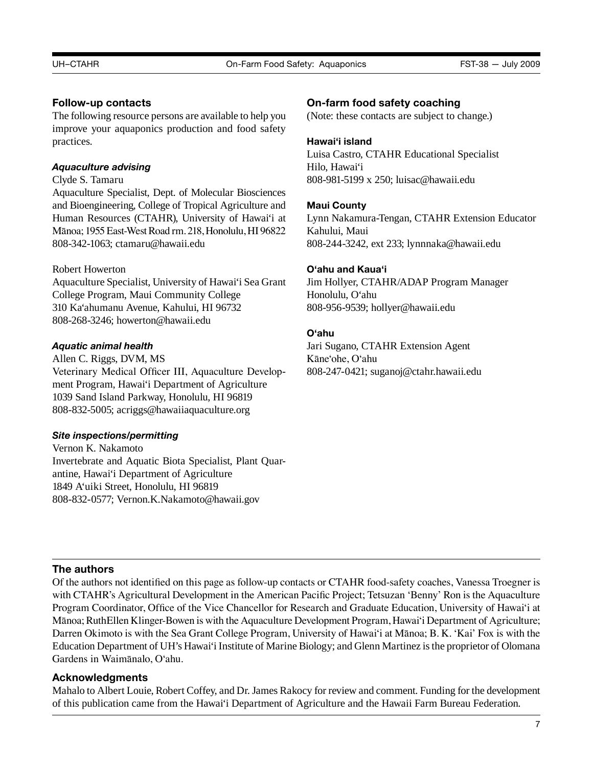## Follow-up contacts

The following resource persons are available to help you improve your aquaponics production and food safety practices.

### *Aquaculture advising*

Clyde S. Tamaru
Aquaculture Specialist, Dept. of Molecular Biosciences and Bioengineering, College of Tropical Agriculture and Human Resources (CTAHR), University of Hawai‘i at Mānoa; 1955 East-West Road rm. 218, Honolulu, HI 96822
808-342-1063; ctamaru@hawaii.edu

Robert Howerton
Aquaculture Specialist, University of Hawai‘i Sea Grant College Program, Maui Community College
310 Ka‘ahumanu Avenue, Kahului, HI 96732
808-268-3246; howerton@hawaii.edu

### *Aquatic animal health*

Allen C. Riggs, DVM, MS
Veterinary Medical Officer III, Aquaculture Development Program, Hawai‘i Department of Agriculture
1039 Sand Island Parkway, Honolulu, HI 96819
808-832-5005; acriggs@hawaiiaquaculture.org

### *Site inspections/permitting*

Vernon K. Nakamoto
Invertebrate and Aquatic Biota Specialist, Plant Quarantine, Hawai‘i Department of Agriculture
1849 A‘uiki Street, Honolulu, HI 96819
808-832-0577; Vernon.K.Nakamoto@hawaii.gov

## On-farm food safety coaching

(Note: these contacts are subject to change.)

### Hawai‘i island

Luisa Castro, CTAHR Educational Specialist
Hilo, Hawai‘i
808-981-5199 x 250; luisac@hawaii.edu

### Maui County

Lynn Nakamura-Tengan, CTAHR Extension Educator
Kahului, Maui
808-244-3242, ext 233; lynnnaka@hawaii.edu

### O‘ahu and Kaua‘i

Jim Hollyer, CTAHR/ADAP Program Manager
Honolulu, O‘ahu
808-956-9539; hollyer@hawaii.edu

### O‘ahu

Jari Sugano, CTAHR Extension Agent
Kāne‘ohe, O‘ahu
808-247-0421; suganoj@ctahr.hawaii.edu

## The authors

Of the authors not identified on this page as follow-up contacts or CTAHR food-safety coaches, Vanessa Troegner is with CTAHR's Agricultural Development in the American Pacific Project; Tetsuzan 'Benny' Ron is the Aquaculture Program Coordinator, Office of the Vice Chancellor for Research and Graduate Education, University of Hawai‘i at Mānoa; RuthEllen Klinger-Bowen is with the Aquaculture Development Program, Hawai‘i Department of Agriculture; Darren Okimoto is with the Sea Grant College Program, University of Hawai‘i at Mānoa; B. K. 'Kai' Fox is with the Education Department of UH's Hawai‘i Institute of Marine Biology; and Glenn Martinez is the proprietor of Olomana Gardens in Waimānalo, O‘ahu.

## Acknowledgments

Mahalo to Albert Louie, Robert Coffey, and Dr. James Rakocy for review and comment. Funding for the development of this publication came from the Hawai‘i Department of Agriculture and the Hawaii Farm Bureau Federation.